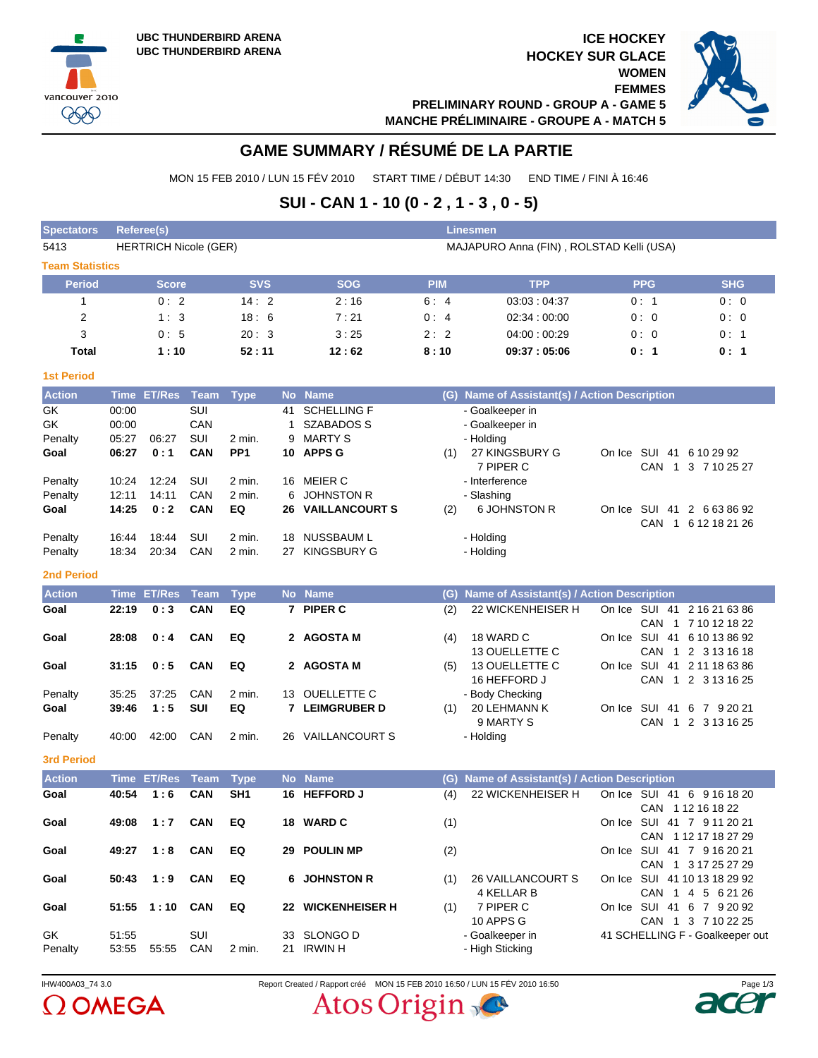UBC THUNDERBIRD ARENA
UBC THUNDERBIRD ARENA

ICE HOCKEY
HOCKEY SUR GLACE
WOMEN
FEMMES
PRELIMINARY ROUND - GROUP A - GAME 5
MANCHE PRÉLIMINAIRE - GROUPE A - MATCH 5

# GAME SUMMARY / RÉSUMÉ DE LA PARTIE

MON 15 FEB 2010 / LUN 15 FÉV 2010 START TIME / DÉBUT 14:30 END TIME / FINI À 16:46

## SUI - CAN 1 - 10 (0 - 2 , 1 - 3 , 0 - 5)

| Spectators | Referee(s) | Linesmen |
|---|---|---|
| 5413 | HERTRICH Nicole (GER) | MAJAPURO Anna (FIN) , ROLSTAD Kelli (USA) |

### Team Statistics

| Period | Score | SVS | SOG | PIM | TPP | PPG | SHG |
|---|---|---|---|---|---|---|---|
| 1 | 0 : 2 | 14 : 2 | 2 : 16 | 6 : 4 | 03:03 : 04:37 | 0 : 1 | 0 : 0 |
| 2 | 1 : 3 | 18 : 6 | 7 : 21 | 0 : 4 | 02:34 : 00:00 | 0 : 0 | 0 : 0 |
| 3 | 0 : 5 | 20 : 3 | 3 : 25 | 2 : 2 | 04:00 : 00:29 | 0 : 0 | 0 : 1 |
| **Total** | **1 : 10** | **52 : 11** | **12 : 62** | **8 : 10** | **09:37 : 05:06** | **0 : 1** | **0 : 1** |

### 1st Period

| Action | Time | ET/Res | Team | Type | No | Name | (G) | Name of Assistant(s) / Action Description | On Ice |
|---|---|---|---|---|---|---|---|---|---|
| GK | 00:00 | | SUI | | 41 | SCHELLING F | | - Goalkeeper in | |
| GK | 00:00 | | CAN | | 1 | SZABADOS S | | - Goalkeeper in | |
| Penalty | 05:27 | 06:27 | SUI | 2 min. | 9 | MARTY S | | - Holding | |
| **Goal** | **06:27** | **0 : 1** | **CAN** | **PP1** | **10** | **APPS G** | (1) | 27 KINGSBURY G<br>7 PIPER C | On Ice SUI 41 6 10 29 92<br>CAN 1 3 7 10 25 27 |
| Penalty | 10:24 | 12:24 | SUI | 2 min. | 16 | MEIER C | | - Interference | |
| Penalty | 12:11 | 14:11 | CAN | 2 min. | 6 | JOHNSTON R | | - Slashing | |
| **Goal** | **14:25** | **0 : 2** | **CAN** | **EQ** | **26** | **VAILLANCOURT S** | (2) | 6 JOHNSTON R | On Ice SUI 41 2 6 63 86 92<br>CAN 1 6 12 18 21 26 |
| Penalty | 16:44 | 18:44 | SUI | 2 min. | 18 | NUSSBAUM L | | - Holding | |
| Penalty | 18:34 | 20:34 | CAN | 2 min. | 27 | KINGSBURY G | | - Holding | |

### 2nd Period

| Action | Time | ET/Res | Team | Type | No | Name | (G) | Name of Assistant(s) / Action Description | On Ice |
|---|---|---|---|---|---|---|---|---|---|
| **Goal** | **22:19** | **0 : 3** | **CAN** | **EQ** | **7** | **PIPER C** | (2) | 22 WICKENHEISER H | On Ice SUI 41 2 16 21 63 86<br>CAN 1 7 10 12 18 22 |
| **Goal** | **28:08** | **0 : 4** | **CAN** | **EQ** | **2** | **AGOSTA M** | (4) | 18 WARD C<br>13 OUELLETTE C | On Ice SUI 41 6 10 13 86 92<br>CAN 1 2 3 13 16 18 |
| **Goal** | **31:15** | **0 : 5** | **CAN** | **EQ** | **2** | **AGOSTA M** | (5) | 13 OUELLETTE C<br>16 HEFFORD J | On Ice SUI 41 2 11 18 63 86<br>CAN 1 2 3 13 16 25 |
| Penalty | 35:25 | 37:25 | CAN | 2 min. | 13 | OUELLETTE C | | - Body Checking | |
| **Goal** | **39:46** | **1 : 5** | **SUI** | **EQ** | **7** | **LEIMGRUBER D** | (1) | 20 LEHMANN K<br>9 MARTY S | On Ice SUI 41 6 7 9 20 21<br>CAN 1 2 3 13 16 25 |
| Penalty | 40:00 | 42:00 | CAN | 2 min. | 26 | VAILLANCOURT S | | - Holding | |

### 3rd Period

| Action | Time | ET/Res | Team | Type | No | Name | (G) | Name of Assistant(s) / Action Description | On Ice |
|---|---|---|---|---|---|---|---|---|---|
| **Goal** | **40:54** | **1 : 6** | **CAN** | **SH1** | **16** | **HEFFORD J** | (4) | 22 WICKENHEISER H | On Ice SUI 41 6 9 16 18 20<br>CAN 1 12 16 18 22 |
| **Goal** | **49:08** | **1 : 7** | **CAN** | **EQ** | **18** | **WARD C** | (1) | | On Ice SUI 41 7 9 11 20 21<br>CAN 1 12 17 18 27 29 |
| **Goal** | **49:27** | **1 : 8** | **CAN** | **EQ** | **29** | **POULIN MP** | (2) | | On Ice SUI 41 7 9 16 20 21<br>CAN 1 3 17 25 27 29 |
| **Goal** | **50:43** | **1 : 9** | **CAN** | **EQ** | **6** | **JOHNSTON R** | (1) | 26 VAILLANCOURT S<br>4 KELLAR B | On Ice SUI 41 10 13 18 29 92<br>CAN 1 4 5 6 21 26 |
| **Goal** | **51:55** | **1 : 10** | **CAN** | **EQ** | **22** | **WICKENHEISER H** | (1) | 7 PIPER C<br>10 APPS G | On Ice SUI 41 6 7 9 20 92<br>CAN 1 3 7 10 22 25 |
| GK | 51:55 | | SUI | | 33 | SLONGO D | | - Goalkeeper in | 41 SCHELLING F - Goalkeeper out |
| Penalty | 53:55 | 55:55 | CAN | 2 min. | 21 | IRWIN H | | - High Sticking | |

IHW400A03_74 3.0 Report Created / Rapport créé MON 15 FEB 2010 16:50 / LUN 15 FÉV 2010 16:50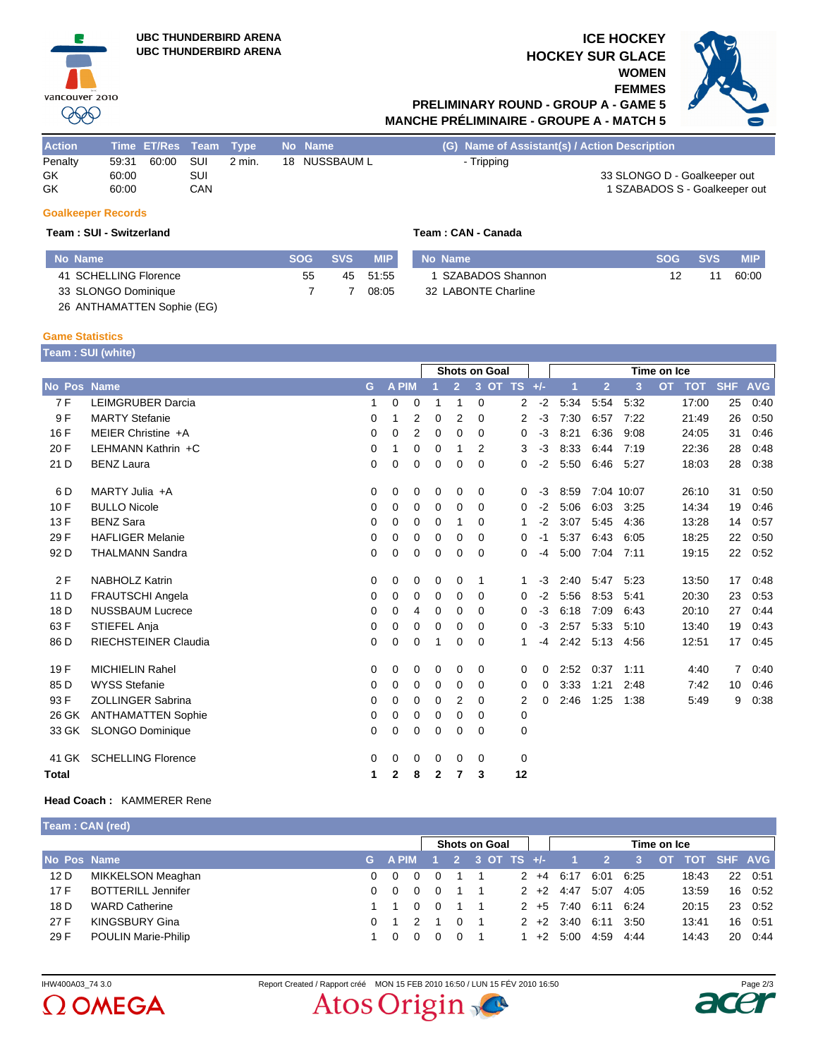UBC THUNDERBIRD ARENA
UBC THUNDERBIRD ARENA

# ICE HOCKEY
# HOCKEY SUR GLACE
## WOMEN
## FEMMES
## PRELIMINARY ROUND - GROUP A - GAME 5
## MANCHE PRÉLIMINAIRE - GROUPE A - MATCH 5

| Action | Time | ET/Res | Team | Type | No | Name | (G) Name of Assistant(s) / Action Description |
|---|---|---|---|---|---|---|---|
| Penalty | 59:31 | 60:00 | SUI | 2 min. | 18 | NUSSBAUM L | - Tripping |
| GK | 60:00 | | SUI | | | | 33 SLONGO D - Goalkeeper out |
| GK | 60:00 | | CAN | | | | 1 SZABADOS S - Goalkeeper out |

### Goalkeeper Records

**Team : SUI - Switzerland**

| No | Name | SOG | SVS | MIP |
|---|---|---|---|---|
| 41 | SCHELLING Florence | 55 | 45 | 51:55 |
| 33 | SLONGO Dominique | 7 | 7 | 08:05 |
| 26 | ANTHAMATTEN Sophie (EG) | | | |

**Team : CAN - Canada**

| No | Name | SOG | SVS | MIP |
|---|---|---|---|---|
| 1 | SZABADOS Shannon | 12 | 11 | 60:00 |
| 32 | LABONTE Charline | | | |

### Game Statistics

**Team : SUI (white)**

| | | | | | | Shots on Goal | | | | | | Time on Ice | | | | | | |
|---|---|---|---|---|---|---|---|---|---|---|---|---|---|---|---|---|---|---|
| No | Pos | Name | G | A | PIM | 1 | 2 | 3 | OT | TS | +/- | 1 | 2 | 3 | OT | TOT | SHF | AVG |
| 7 | F | LEIMGRUBER Darcia | 1 | 0 | 0 | 1 | 1 | 0 | | 2 | -2 | 5:34 | 5:54 | 5:32 | | 17:00 | 25 | 0:40 |
| 9 | F | MARTY Stefanie | 0 | 1 | 2 | 0 | 2 | 0 | | 2 | -3 | 7:30 | 6:57 | 7:22 | | 21:49 | 26 | 0:50 |
| 16 | F | MEIER Christine +A | 0 | 0 | 2 | 0 | 0 | 0 | | 0 | -3 | 8:21 | 6:36 | 9:08 | | 24:05 | 31 | 0:46 |
| 20 | F | LEHMANN Kathrin +C | 0 | 1 | 0 | 0 | 1 | 2 | | 3 | -3 | 8:33 | 6:44 | 7:19 | | 22:36 | 28 | 0:48 |
| 21 | D | BENZ Laura | 0 | 0 | 0 | 0 | 0 | 0 | | 0 | -2 | 5:50 | 6:46 | 5:27 | | 18:03 | 28 | 0:38 |
| 6 | D | MARTY Julia +A | 0 | 0 | 0 | 0 | 0 | 0 | | 0 | -3 | 8:59 | 7:04 | 10:07 | | 26:10 | 31 | 0:50 |
| 10 | F | BULLO Nicole | 0 | 0 | 0 | 0 | 0 | 0 | | 0 | -2 | 5:06 | 6:03 | 3:25 | | 14:34 | 19 | 0:46 |
| 13 | F | BENZ Sara | 0 | 0 | 0 | 0 | 1 | 0 | | 1 | -2 | 3:07 | 5:45 | 4:36 | | 13:28 | 14 | 0:57 |
| 29 | F | HAFLIGER Melanie | 0 | 0 | 0 | 0 | 0 | 0 | | 0 | -1 | 5:37 | 6:43 | 6:05 | | 18:25 | 22 | 0:50 |
| 92 | D | THALMANN Sandra | 0 | 0 | 0 | 0 | 0 | 0 | | 0 | -4 | 5:00 | 7:04 | 7:11 | | 19:15 | 22 | 0:52 |
| 2 | F | NABHOLZ Katrin | 0 | 0 | 0 | 0 | 0 | 1 | | 1 | -3 | 2:40 | 5:47 | 5:23 | | 13:50 | 17 | 0:48 |
| 11 | D | FRAUTSCHI Angela | 0 | 0 | 0 | 0 | 0 | 0 | | 0 | -2 | 5:56 | 8:53 | 5:41 | | 20:30 | 23 | 0:53 |
| 18 | D | NUSSBAUM Lucrece | 0 | 0 | 4 | 0 | 0 | 0 | | 0 | -3 | 6:18 | 7:09 | 6:43 | | 20:10 | 27 | 0:44 |
| 63 | F | STIEFEL Anja | 0 | 0 | 0 | 0 | 0 | 0 | | 0 | -3 | 2:57 | 5:33 | 5:10 | | 13:40 | 19 | 0:43 |
| 86 | D | RIECHSTEINER Claudia | 0 | 0 | 0 | 1 | 0 | 0 | | 1 | -4 | 2:42 | 5:13 | 4:56 | | 12:51 | 17 | 0:45 |
| 19 | F | MICHIELIN Rahel | 0 | 0 | 0 | 0 | 0 | 0 | | 0 | 0 | 2:52 | 0:37 | 1:11 | | 4:40 | 7 | 0:40 |
| 85 | D | WYSS Stefanie | 0 | 0 | 0 | 0 | 0 | 0 | | 0 | 0 | 3:33 | 1:21 | 2:48 | | 7:42 | 10 | 0:46 |
| 93 | F | ZOLLINGER Sabrina | 0 | 0 | 0 | 0 | 2 | 0 | | 2 | 0 | 2:46 | 1:25 | 1:38 | | 5:49 | 9 | 0:38 |
| 26 | GK | ANTHAMATTEN Sophie | 0 | 0 | 0 | 0 | 0 | 0 | | 0 | | | | | | | | |
| 33 | GK | SLONGO Dominique | 0 | 0 | 0 | 0 | 0 | 0 | | 0 | | | | | | | | |
| 41 | GK | SCHELLING Florence | 0 | 0 | 0 | 0 | 0 | 0 | | 0 | | | | | | | | |
| **Total** | | | **1** | **2** | **8** | **2** | **7** | **3** | | **12** | | | | | | | | |

**Head Coach :** KAMMERER Rene

**Team : CAN (red)**

| | | | | | | Shots on Goal | | | | | | Time on Ice | | | | | | |
|---|---|---|---|---|---|---|---|---|---|---|---|---|---|---|---|---|---|---|
| No | Pos | Name | G | A | PIM | 1 | 2 | 3 | OT | TS | +/- | 1 | 2 | 3 | OT | TOT | SHF | AVG |
| 12 | D | MIKKELSON Meaghan | 0 | 0 | 0 | 0 | 1 | 1 | | 2 | +4 | 6:17 | 6:01 | 6:25 | | 18:43 | 22 | 0:51 |
| 17 | F | BOTTERILL Jennifer | 0 | 0 | 0 | 0 | 1 | 1 | | 2 | +2 | 4:47 | 5:07 | 4:05 | | 13:59 | 16 | 0:52 |
| 18 | D | WARD Catherine | 1 | 1 | 0 | 0 | 1 | 1 | | 2 | +5 | 7:40 | 6:11 | 6:24 | | 20:15 | 23 | 0:52 |
| 27 | F | KINGSBURY Gina | 0 | 1 | 2 | 1 | 0 | 1 | | 2 | +2 | 3:40 | 6:11 | 3:50 | | 13:41 | 16 | 0:51 |
| 29 | F | POULIN Marie-Philip | 1 | 0 | 0 | 0 | 0 | 1 | | 1 | +2 | 5:00 | 4:59 | 4:44 | | 14:43 | 20 | 0:44 |

IHW400A03_74 3.0 Report Created / Rapport créé MON 15 FEB 2010 16:50 / LUN 15 FÉV 2010 16:50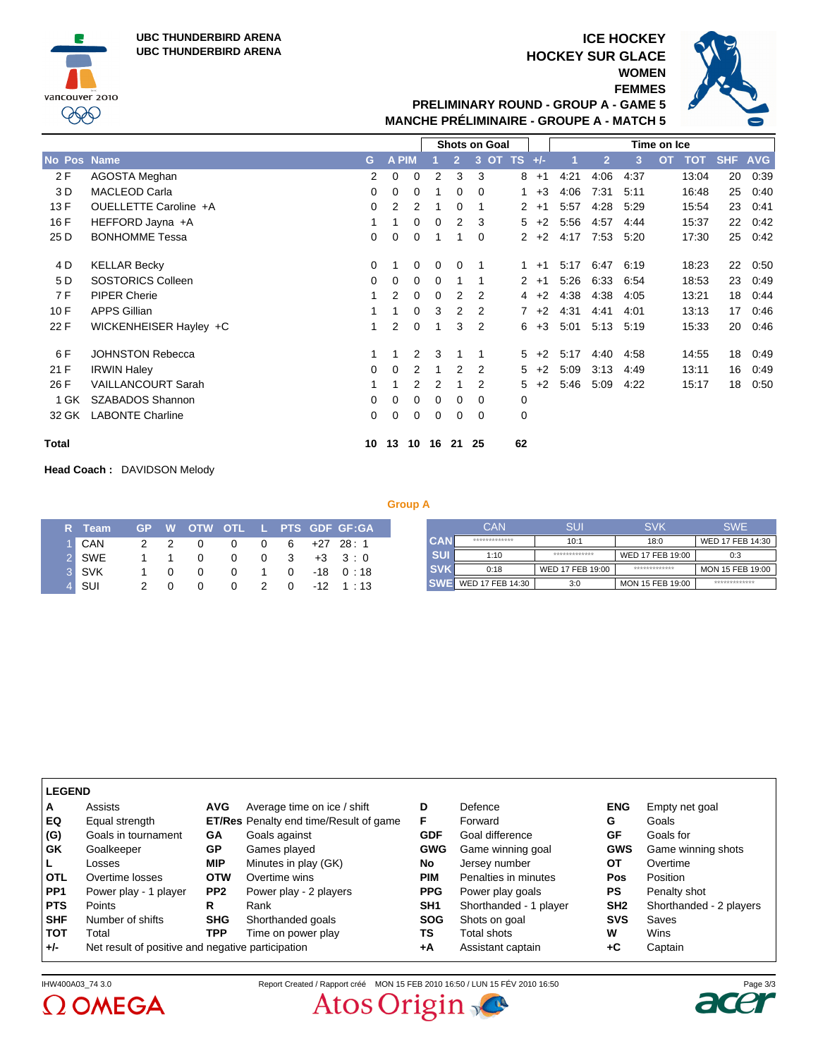UBC THUNDERBIRD ARENA
UBC THUNDERBIRD ARENA

# ICE HOCKEY
# HOCKEY SUR GLACE
## WOMEN
## FEMMES
### PRELIMINARY ROUND - GROUP A - GAME 5
### MANCHE PRÉLIMINAIRE - GROUPE A - MATCH 5

| | | | | | | Shots on Goal | | | | | | | Time on Ice | | | | | | |
|---|---|---|---|---|---|---|---|---|---|---|---|---|---|---|---|---|---|---|---|
| No | Pos | Name | G | A | PIM | 1 | 2 | 3 | OT | TS | +/- | 1 | 2 | 3 | OT | TOT | SHF | AVG |
| 2 | F | AGOSTA Meghan | 2 | 0 | 0 | 2 | 3 | 3 | | 8 | +1 | 4:21 | 4:06 | 4:37 | | 13:04 | 20 | 0:39 |
| 3 | D | MACLEOD Carla | 0 | 0 | 0 | 1 | 0 | 0 | | 1 | +3 | 4:06 | 7:31 | 5:11 | | 16:48 | 25 | 0:40 |
| 13 | F | OUELLETTE Caroline +A | 0 | 2 | 2 | 1 | 0 | 1 | | 2 | +1 | 5:57 | 4:28 | 5:29 | | 15:54 | 23 | 0:41 |
| 16 | F | HEFFORD Jayna +A | 1 | 1 | 0 | 0 | 2 | 3 | | 5 | +2 | 5:56 | 4:57 | 4:44 | | 15:37 | 22 | 0:42 |
| 25 | D | BONHOMME Tessa | 0 | 0 | 0 | 1 | 1 | 0 | | 2 | +2 | 4:17 | 7:53 | 5:20 | | 17:30 | 25 | 0:42 |
| 4 | D | KELLAR Becky | 0 | 1 | 0 | 0 | 0 | 1 | | 1 | +1 | 5:17 | 6:47 | 6:19 | | 18:23 | 22 | 0:50 |
| 5 | D | SOSTORICS Colleen | 0 | 0 | 0 | 0 | 1 | 1 | | 2 | +1 | 5:26 | 6:33 | 6:54 | | 18:53 | 23 | 0:49 |
| 7 | F | PIPER Cherie | 1 | 2 | 0 | 0 | 2 | 2 | | 4 | +2 | 4:38 | 4:38 | 4:05 | | 13:21 | 18 | 0:44 |
| 10 | F | APPS Gillian | 1 | 1 | 0 | 3 | 2 | 2 | | 7 | +2 | 4:31 | 4:41 | 4:01 | | 13:13 | 17 | 0:46 |
| 22 | F | WICKENHEISER Hayley +C | 1 | 2 | 0 | 1 | 3 | 2 | | 6 | +3 | 5:01 | 5:13 | 5:19 | | 15:33 | 20 | 0:46 |
| 6 | F | JOHNSTON Rebecca | 1 | 1 | 2 | 3 | 1 | 1 | | 5 | +2 | 5:17 | 4:40 | 4:58 | | 14:55 | 18 | 0:49 |
| 21 | F | IRWIN Haley | 0 | 0 | 2 | 1 | 2 | 2 | | 5 | +2 | 5:09 | 3:13 | 4:49 | | 13:11 | 16 | 0:49 |
| 26 | F | VAILLANCOURT Sarah | 1 | 1 | 2 | 2 | 1 | 2 | | 5 | +2 | 5:46 | 5:09 | 4:22 | | 15:17 | 18 | 0:50 |
| 1 | GK | SZABADOS Shannon | 0 | 0 | 0 | 0 | 0 | 0 | | 0 | | | | | | | | |
| 32 | GK | LABONTE Charline | 0 | 0 | 0 | 0 | 0 | 0 | | 0 | | | | | | | | |
| Total | | | 10 | 13 | 10 | 16 | 21 | 25 | | 62 | | | | | | | | |

**Head Coach :** DAVIDSON Melody

**Group A**

| R | Team | GP | W | OTW | OTL | L | PTS | GDF | GF:GA |
|---|---|---|---|---|---|---|---|---|---|
| 1 | CAN | 2 | 2 | 0 | 0 | 0 | 6 | +27 | 28 : 1 |
| 2 | SWE | 1 | 1 | 0 | 0 | 0 | 3 | +3 | 3 : 0 |
| 3 | SVK | 1 | 0 | 0 | 0 | 1 | 0 | -18 | 0 : 18 |
| 4 | SUI | 2 | 0 | 0 | 0 | 2 | 0 | -12 | 1 : 13 |

| | CAN | SUI | SVK | SWE |
|---|---|---|---|---|
| CAN | ************* | 10:1 | 18:0 | WED 17 FEB 14:30 |
| SUI | 1:10 | ************* | WED 17 FEB 19:00 | 0:3 |
| SVK | 0:18 | WED 17 FEB 19:00 | ************* | MON 15 FEB 19:00 |
| SWE | WED 17 FEB 14:30 | 3:0 | MON 15 FEB 19:00 | ************* |

**LEGEND**

| | | | | | | | |
|---|---|---|---|---|---|---|---|
| **A** | Assists | **AVG** | Average time on ice / shift | **D** | Defence | **ENG** | Empty net goal |
| **EQ** | Equal strength | **ET/Res** | Penalty end time/Result of game | **F** | Forward | **G** | Goals |
| **(G)** | Goals in tournament | **GA** | Goals against | **GDF** | Goal difference | **GF** | Goals for |
| **GK** | Goalkeeper | **GP** | Games played | **GWG** | Game winning goal | **GWS** | Game winning shots |
| **L** | Losses | **MIP** | Minutes in play (GK) | **No** | Jersey number | **OT** | Overtime |
| **OTL** | Overtime losses | **OTW** | Overtime wins | **PIM** | Penalties in minutes | **Pos** | Position |
| **PP1** | Power play - 1 player | **PP2** | Power play - 2 players | **PPG** | Power play goals | **PS** | Penalty shot |
| **PTS** | Points | **R** | Rank | **SH1** | Shorthanded - 1 player | **SH2** | Shorthanded - 2 players |
| **SHF** | Number of shifts | **SHG** | Shorthanded goals | **SOG** | Shots on goal | **SVS** | Saves |
| **TOT** | Total | **TPP** | Time on power play | **TS** | Total shots | **W** | Wins |
| **+/-** | Net result of positive and negative participation | | | **+A** | Assistant captain | **+C** | Captain |

IHW400A03_74 3.0 Report Created / Rapport créé MON 15 FEB 2010 16:50 / LUN 15 FÉV 2010 16:50